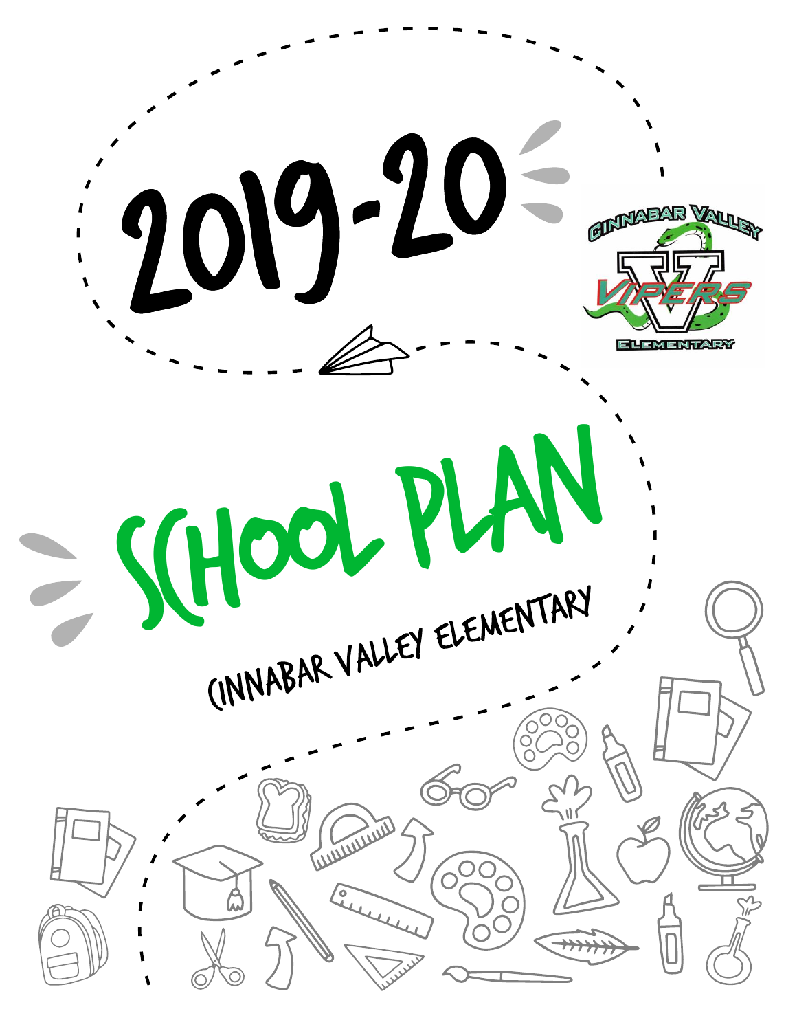# 2019-20

# SCHOOL PLAN

## CINNABAR VALLEY ELEMENTARY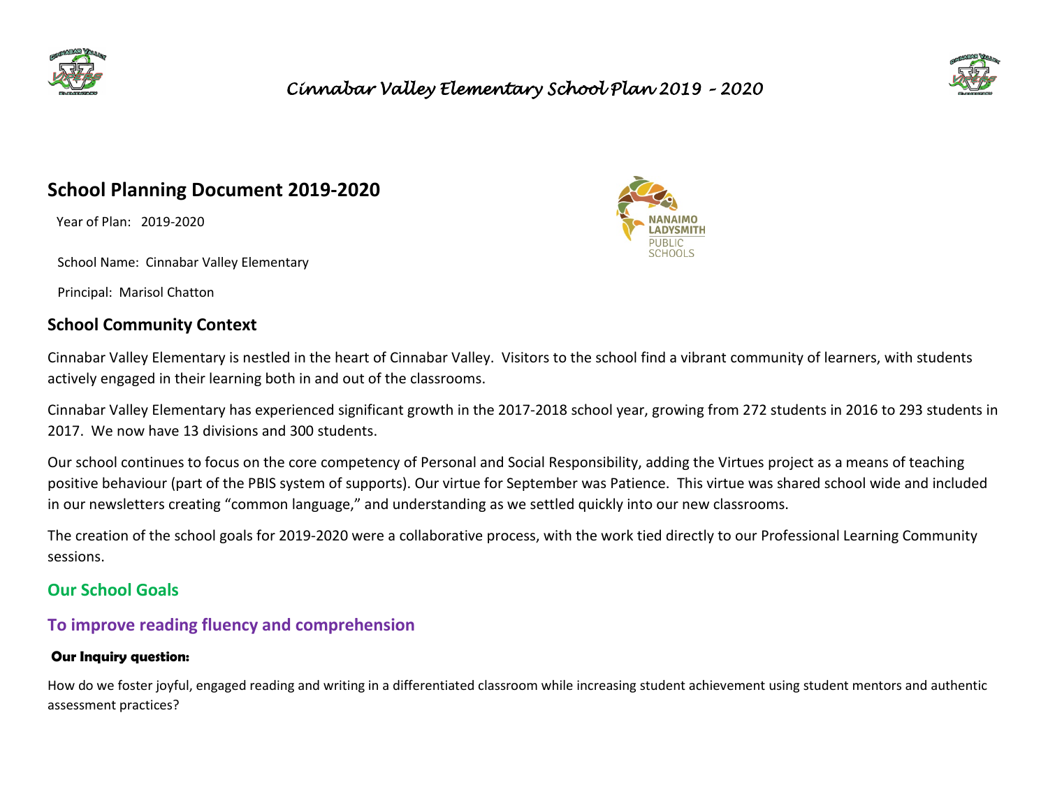# Cinnabar Valley Elementary School Plan 2019 – 2020

## School Planning Document 2019-2020

Year of Plan: 2019-2020

School Name: Cinnabar Valley Elementary

Principal: Marisol Chatton

## School Community Context

Cinnabar Valley Elementary is nestled in the heart of Cinnabar Valley. Visitors to the school find a vibrant community of learners, with students actively engaged in their learning both in and out of the classrooms.

Cinnabar Valley Elementary has experienced significant growth in the 2017-2018 school year, growing from 272 students in 2016 to 293 students in 2017. We now have 13 divisions and 300 students.

Our school continues to focus on the core competency of Personal and Social Responsibility, adding the Virtues project as a means of teaching positive behaviour (part of the PBIS system of supports). Our virtue for September was Patience. This virtue was shared school wide and included in our newsletters creating "common language," and understanding as we settled quickly into our new classrooms.

The creation of the school goals for 2019-2020 were a collaborative process, with the work tied directly to our Professional Learning Community sessions.

## Our School Goals

## To improve reading fluency and comprehension

#### Our Inquiry question:

How do we foster joyful, engaged reading and writing in a differentiated classroom while increasing student achievement using student mentors and authentic assessment practices?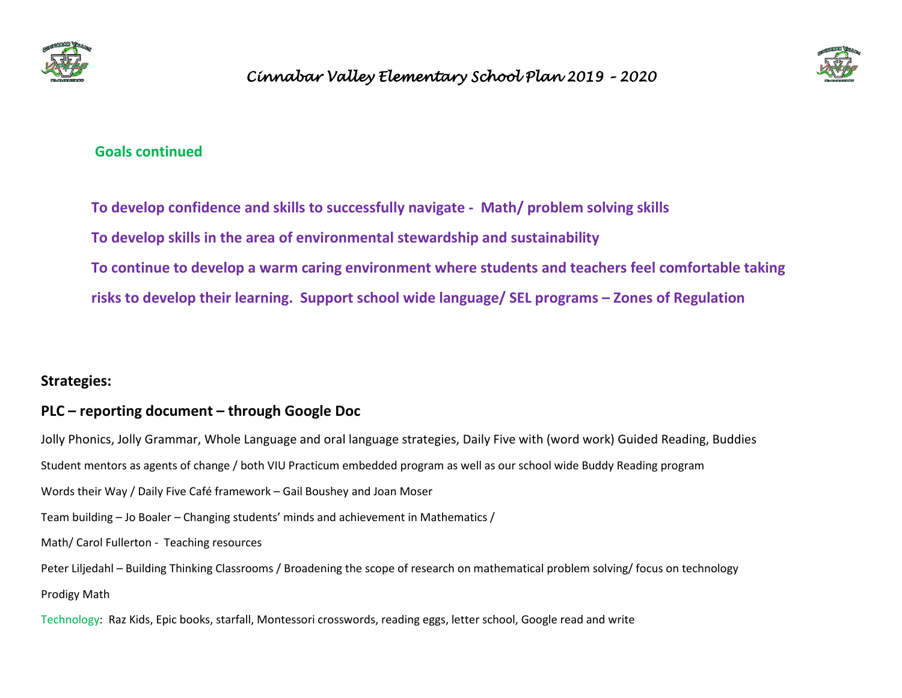**Goals continued**

**To develop confidence and skills to successfully navigate - Math/ problem solving skills**

**To develop skills in the area of environmental stewardship and sustainability**

**To continue to develop a warm caring environment where students and teachers feel comfortable taking risks to develop their learning. Support school wide language/ SEL programs – Zones of Regulation**

**Strategies:**

**PLC – reporting document – through Google Doc**

Jolly Phonics, Jolly Grammar, Whole Language and oral language strategies, Daily Five with (word work) Guided Reading, Buddies

Student mentors as agents of change / both VIU Practicum embedded program as well as our school wide Buddy Reading program

Words their Way / Daily Five Café framework – Gail Boushey and Joan Moser

Team building – Jo Boaler – Changing students' minds and achievement in Mathematics /

Math/ Carol Fullerton - Teaching resources

Peter Liljedahl – Building Thinking Classrooms / Broadening the scope of research on mathematical problem solving/ focus on technology

Prodigy Math

Technology: Raz Kids, Epic books, starfall, Montessori crosswords, reading eggs, letter school, Google read and write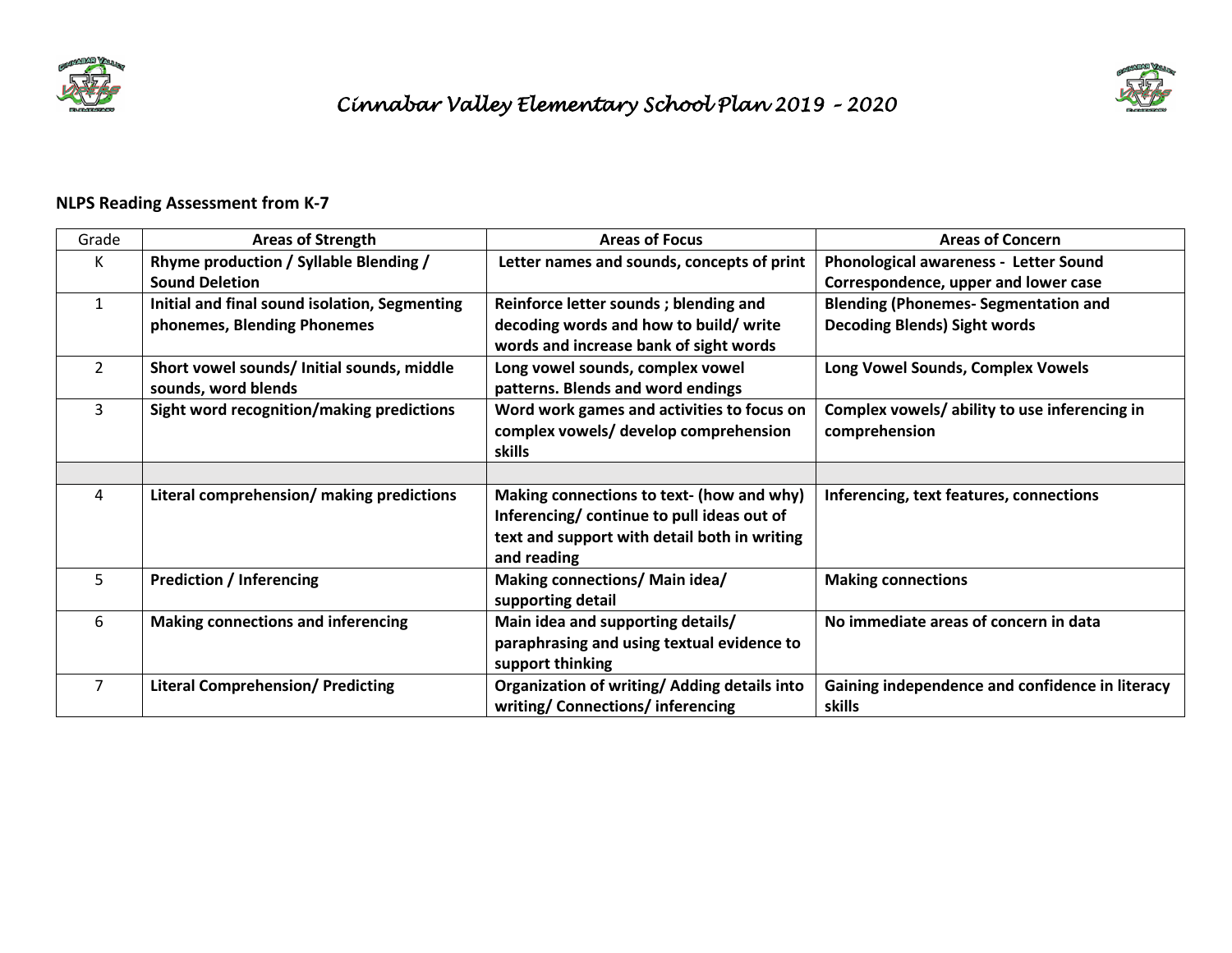# *Cinnabar Valley Elementary School Plan 2019 – 2020*

**NLPS Reading Assessment from K-7**

| Grade | Areas of Strength | Areas of Focus | Areas of Concern |
|---|---|---|---|
| K | **Rhyme production / Syllable Blending / Sound Deletion** | **Letter names and sounds, concepts of print** | **Phonological awareness - Letter Sound Correspondence, upper and lower case** |
| 1 | **Initial and final sound isolation, Segmenting phonemes, Blending Phonemes** | **Reinforce letter sounds ; blending and decoding words and how to build/ write words and increase bank of sight words** | **Blending (Phonemes- Segmentation and Decoding Blends) Sight words** |
| 2 | **Short vowel sounds/ Initial sounds, middle sounds, word blends** | **Long vowel sounds, complex vowel patterns. Blends and word endings** | **Long Vowel Sounds, Complex Vowels** |
| 3 | **Sight word recognition/making predictions** | **Word work games and activities to focus on complex vowels/ develop comprehension skills** | **Complex vowels/ ability to use inferencing in comprehension** |
| | | | |
| 4 | **Literal comprehension/ making predictions** | **Making connections to text- (how and why) Inferencing/ continue to pull ideas out of text and support with detail both in writing and reading** | **Inferencing, text features, connections** |
| 5 | **Prediction / Inferencing** | **Making connections/ Main idea/ supporting detail** | **Making connections** |
| 6 | **Making connections and inferencing** | **Main idea and supporting details/ paraphrasing and using textual evidence to support thinking** | **No immediate areas of concern in data** |
| 7 | **Literal Comprehension/ Predicting** | **Organization of writing/ Adding details into writing/ Connections/ inferencing** | **Gaining independence and confidence in literacy skills** |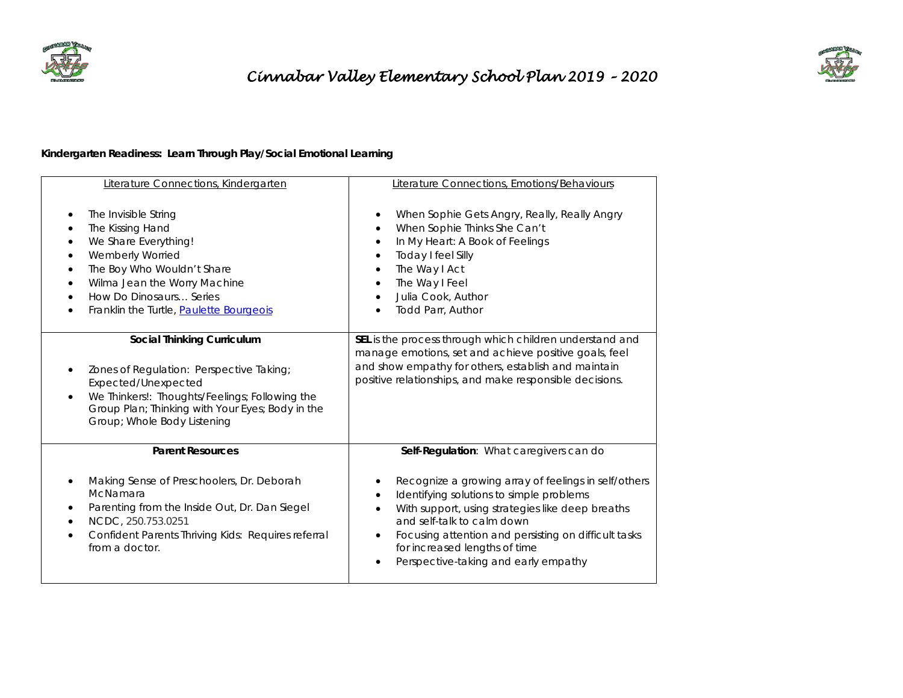# *Cinnabar Valley Elementary School Plan 2019 – 2020*

**Kindergarten Readiness: Learn Through Play/Social Emotional Learning**

| Literature Connections, Kindergarten | Literature Connections, Emotions/Behaviours |
|---|---|
| • The Invisible String<br>• The Kissing Hand<br>• We Share Everything!<br>• Wemberly Worried<br>• The Boy Who Wouldn't Share<br>• Wilma Jean the Worry Machine<br>• How Do Dinosaurs… Series<br>• Franklin the Turtle, Paulette Bourgeois | • When Sophie Gets Angry, Really, Really Angry<br>• When Sophie Thinks She Can't<br>• In My Heart: A Book of Feelings<br>• Today I feel Silly<br>• The Way I Act<br>• The Way I Feel<br>• Julia Cook, Author<br>• Todd Parr, Author |
| **Social Thinking Curriculum**<br>• Zones of Regulation: Perspective Taking; Expected/Unexpected<br>• We Thinkers!: Thoughts/Feelings; Following the Group Plan; Thinking with Your Eyes; Body in the Group; Whole Body Listening | **SEL** is the process through which children understand and manage emotions, set and achieve positive goals, feel and show empathy for others, establish and maintain positive relationships, and make responsible decisions. |
| **Parent Resources**<br>• Making Sense of Preschoolers, Dr. Deborah McNamara<br>• Parenting from the Inside Out, Dr. Dan Siegel<br>• NCDC, 250.753.0251<br>• Confident Parents Thriving Kids: Requires referral from a doctor. | **Self-Regulation**: What caregivers can do<br>• Recognize a growing array of feelings in self/others<br>• Identifying solutions to simple problems<br>• With support, using strategies like deep breaths and self-talk to calm down<br>• Focusing attention and persisting on difficult tasks for increased lengths of time<br>• Perspective-taking and early empathy |